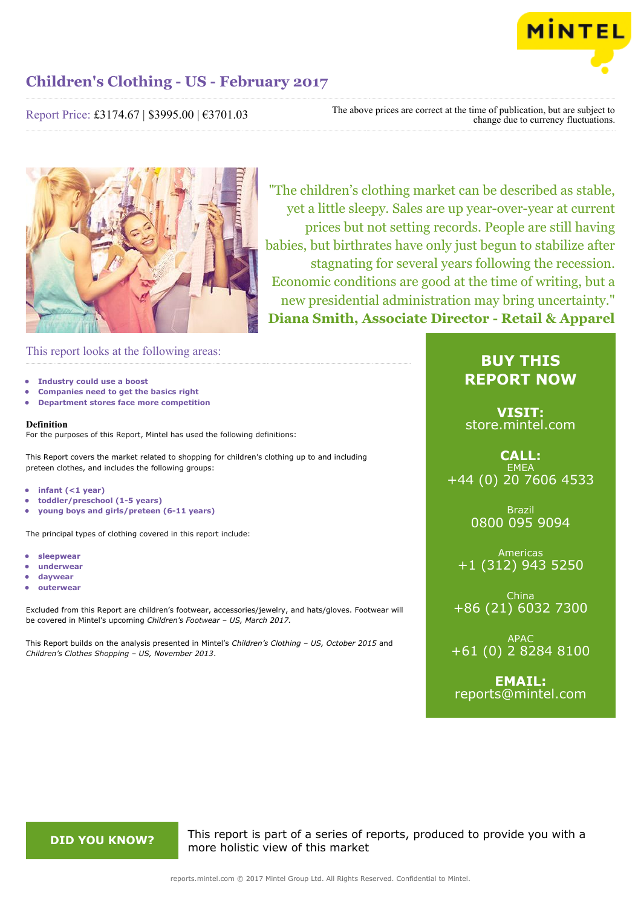# Children's Clothing - US - February 2017

Report Price: £3174.67 | $3995.00 | €3701.03

The above prices are correct at the time of publication, but are subject to change due to currency fluctuations.

"The children's clothing market can be described as stable, yet a little sleepy. Sales are up year-over-year at current prices but not setting records. People are still having babies, but birthrates have only just begun to stabilize after stagnating for several years following the recession. Economic conditions are good at the time of writing, but a new presidential administration may bring uncertainty."
**Diana Smith, Associate Director - Retail & Apparel**

## This report looks at the following areas:

- **Industry could use a boost**
- **Companies need to get the basics right**
- **Department stores face more competition**

### Definition

For the purposes of this Report, Mintel has used the following definitions:

This Report covers the market related to shopping for children's clothing up to and including preteen clothes, and includes the following groups:

- **infant (<1 year)**
- **toddler/preschool (1-5 years)**
- **young boys and girls/preteen (6-11 years)**

The principal types of clothing covered in this report include:

- **sleepwear**
- **underwear**
- **daywear**
- **outerwear**

Excluded from this Report are children's footwear, accessories/jewelry, and hats/gloves. Footwear will be covered in Mintel's upcoming *Children's Footwear – US, March 2017.*

This Report builds on the analysis presented in Mintel's *Children's Clothing – US, October 2015* and *Children's Clothes Shopping – US, November 2013*.

## BUY THIS REPORT NOW

**VISIT:**
store.mintel.com

**CALL:**
EMEA
+44 (0) 20 7606 4533

Brazil
0800 095 9094

Americas
+1 (312) 943 5250

China
+86 (21) 6032 7300

APAC
+61 (0) 2 8284 8100

**EMAIL:**
reports@mintel.com

**DID YOU KNOW?**

This report is part of a series of reports, produced to provide you with a more holistic view of this market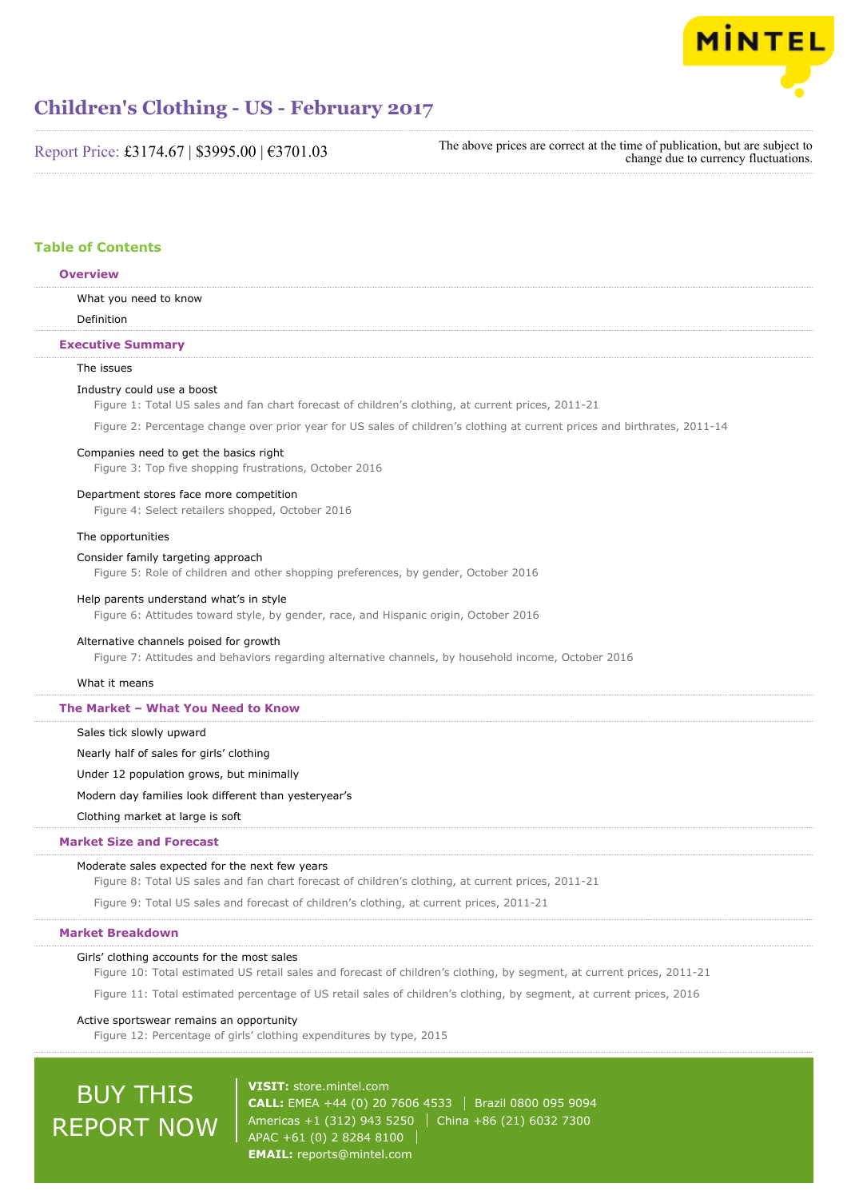# Children's Clothing - US - February 2017

Report Price: £3174.67 | $3995.00 | €3701.03

The above prices are correct at the time of publication, but are subject to change due to currency fluctuations.

## Table of Contents

### Overview

What you need to know

Definition

### Executive Summary

The issues

Industry could use a boost

Figure 1: Total US sales and fan chart forecast of children's clothing, at current prices, 2011-21

Figure 2: Percentage change over prior year for US sales of children's clothing at current prices and birthrates, 2011-14

Companies need to get the basics right

Figure 3: Top five shopping frustrations, October 2016

Department stores face more competition

Figure 4: Select retailers shopped, October 2016

The opportunities

Consider family targeting approach

Figure 5: Role of children and other shopping preferences, by gender, October 2016

Help parents understand what's in style

Figure 6: Attitudes toward style, by gender, race, and Hispanic origin, October 2016

Alternative channels poised for growth

Figure 7: Attitudes and behaviors regarding alternative channels, by household income, October 2016

What it means

### The Market – What You Need to Know

Sales tick slowly upward

Nearly half of sales for girls' clothing

Under 12 population grows, but minimally

Modern day families look different than yesteryear's

Clothing market at large is soft

### Market Size and Forecast

Moderate sales expected for the next few years

Figure 8: Total US sales and fan chart forecast of children's clothing, at current prices, 2011-21

Figure 9: Total US sales and forecast of children's clothing, at current prices, 2011-21

### Market Breakdown

Girls' clothing accounts for the most sales

Figure 10: Total estimated US retail sales and forecast of children's clothing, by segment, at current prices, 2011-21

Figure 11: Total estimated percentage of US retail sales of children's clothing, by segment, at current prices, 2016

Active sportswear remains an opportunity

Figure 12: Percentage of girls' clothing expenditures by type, 2015

BUY THIS REPORT NOW

**VISIT:** store.mintel.com

**CALL:** EMEA +44 (0) 20 7606 4533 | Brazil 0800 095 9094
Americas +1 (312) 943 5250 | China +86 (21) 6032 7300
APAC +61 (0) 2 8284 8100

**EMAIL:** reports@mintel.com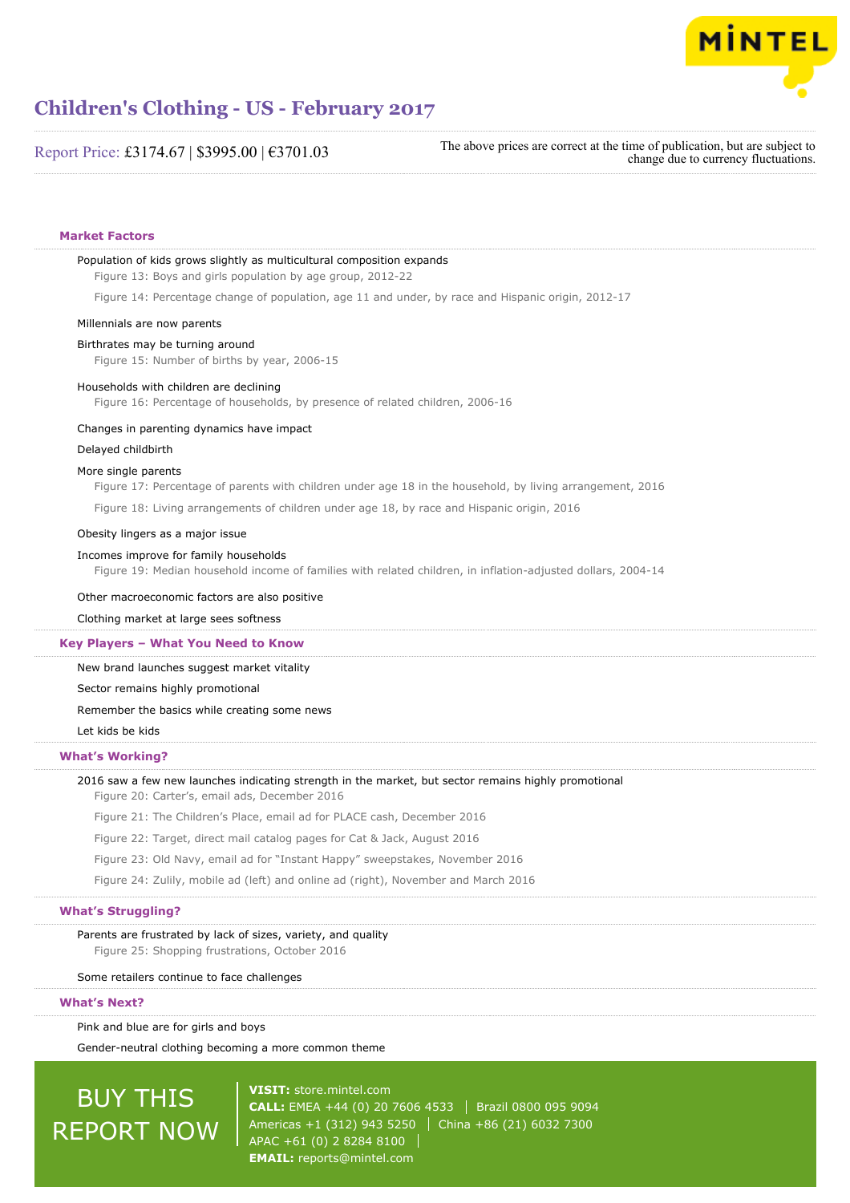# Children's Clothing - US - February 2017

Report Price: £3174.67 | $3995.00 | €3701.03

The above prices are correct at the time of publication, but are subject to change due to currency fluctuations.

## Market Factors

Population of kids grows slightly as multicultural composition expands

Figure 13: Boys and girls population by age group, 2012-22

Figure 14: Percentage change of population, age 11 and under, by race and Hispanic origin, 2012-17

Millennials are now parents

Birthrates may be turning around

Figure 15: Number of births by year, 2006-15

Households with children are declining

Figure 16: Percentage of households, by presence of related children, 2006-16

Changes in parenting dynamics have impact

Delayed childbirth

More single parents

Figure 17: Percentage of parents with children under age 18 in the household, by living arrangement, 2016

Figure 18: Living arrangements of children under age 18, by race and Hispanic origin, 2016

Obesity lingers as a major issue

Incomes improve for family households

Figure 19: Median household income of families with related children, in inflation-adjusted dollars, 2004-14

Other macroeconomic factors are also positive

Clothing market at large sees softness

## Key Players – What You Need to Know

New brand launches suggest market vitality

Sector remains highly promotional

Remember the basics while creating some news

Let kids be kids

## What's Working?

2016 saw a few new launches indicating strength in the market, but sector remains highly promotional

Figure 20: Carter's, email ads, December 2016

Figure 21: The Children's Place, email ad for PLACE cash, December 2016

Figure 22: Target, direct mail catalog pages for Cat & Jack, August 2016

Figure 23: Old Navy, email ad for "Instant Happy" sweepstakes, November 2016

Figure 24: Zulily, mobile ad (left) and online ad (right), November and March 2016

## What's Struggling?

Parents are frustrated by lack of sizes, variety, and quality

Figure 25: Shopping frustrations, October 2016

Some retailers continue to face challenges

## What's Next?

Pink and blue are for girls and boys

Gender-neutral clothing becoming a more common theme

BUY THIS REPORT NOW

**VISIT:** store.mintel.com
**CALL:** EMEA +44 (0) 20 7606 4533 | Brazil 0800 095 9094
Americas +1 (312) 943 5250 | China +86 (21) 6032 7300
APAC +61 (0) 2 8284 8100
**EMAIL:** reports@mintel.com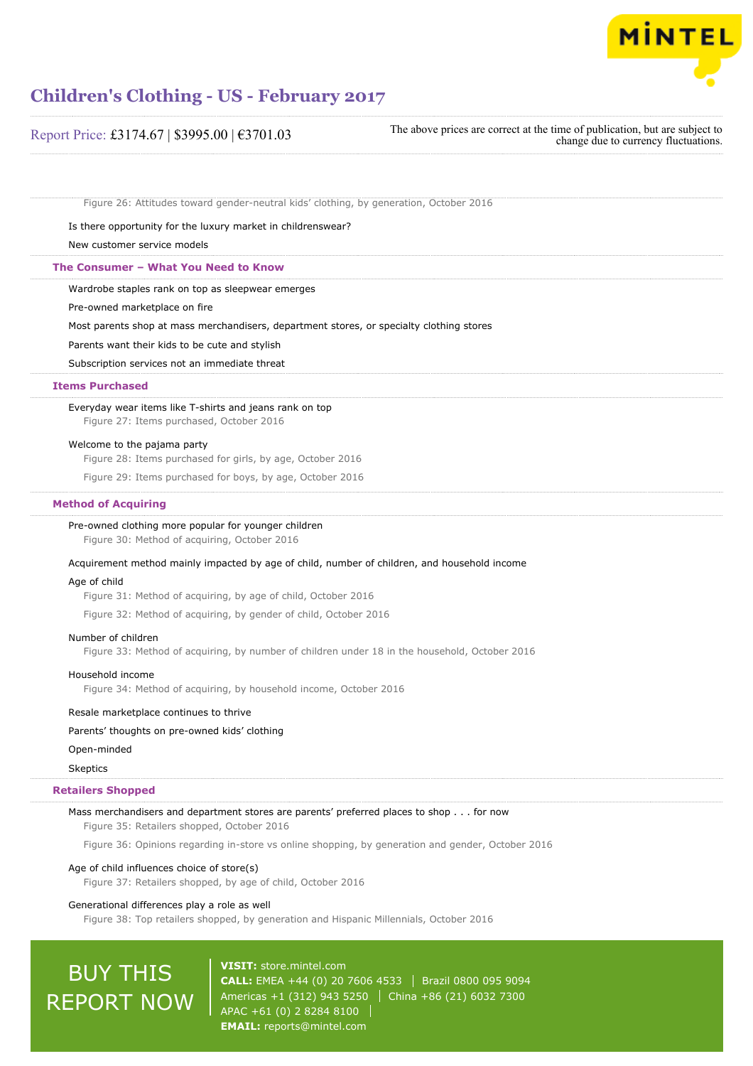Figure 26: Attitudes toward gender-neutral kids' clothing, by generation, October 2016

Is there opportunity for the luxury market in childrenswear?

New customer service models

## The Consumer – What You Need to Know

Wardrobe staples rank on top as sleepwear emerges

Pre-owned marketplace on fire

Most parents shop at mass merchandisers, department stores, or specialty clothing stores

Parents want their kids to be cute and stylish

Subscription services not an immediate threat

## Items Purchased

Everyday wear items like T-shirts and jeans rank on top

Figure 27: Items purchased, October 2016

Welcome to the pajama party

Figure 28: Items purchased for girls, by age, October 2016

Figure 29: Items purchased for boys, by age, October 2016

## Method of Acquiring

Pre-owned clothing more popular for younger children

Figure 30: Method of acquiring, October 2016

Acquirement method mainly impacted by age of child, number of children, and household income

Age of child

Figure 31: Method of acquiring, by age of child, October 2016

Figure 32: Method of acquiring, by gender of child, October 2016

Number of children

Figure 33: Method of acquiring, by number of children under 18 in the household, October 2016

Household income

Figure 34: Method of acquiring, by household income, October 2016

Resale marketplace continues to thrive

Parents' thoughts on pre-owned kids' clothing

Open-minded

Skeptics

## Retailers Shopped

Mass merchandisers and department stores are parents' preferred places to shop . . . for now

Figure 35: Retailers shopped, October 2016

Figure 36: Opinions regarding in-store vs online shopping, by generation and gender, October 2016

Age of child influences choice of store(s)

Figure 37: Retailers shopped, by age of child, October 2016

Generational differences play a role as well

Figure 38: Top retailers shopped, by generation and Hispanic Millennials, October 2016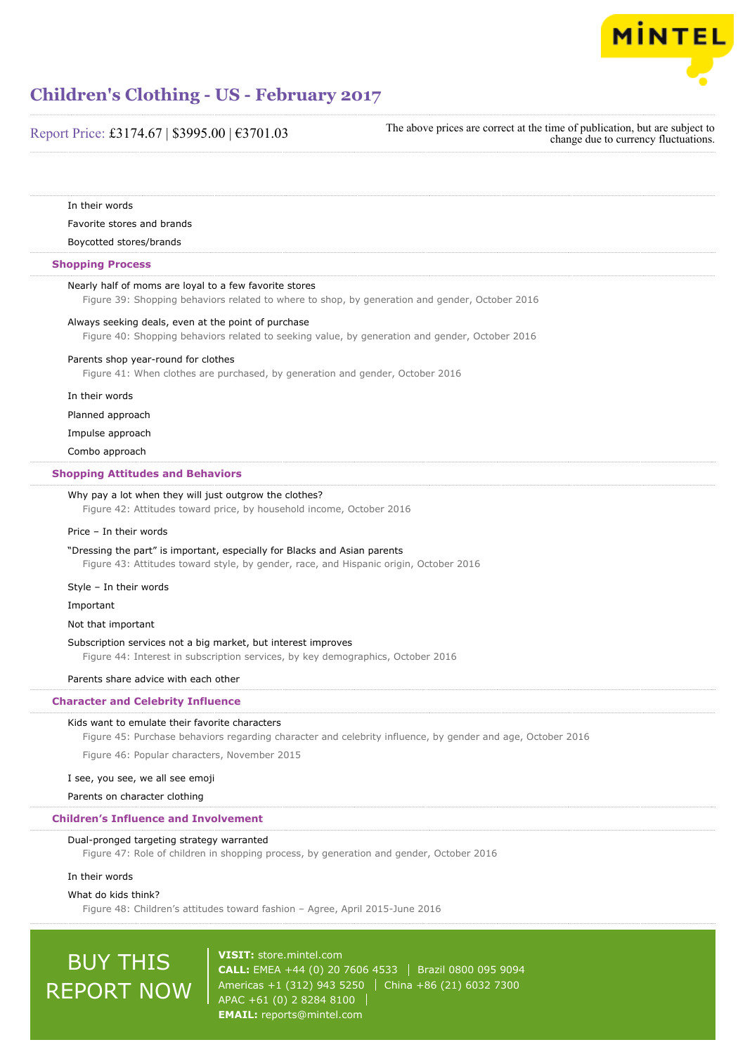In their words

Favorite stores and brands

Boycotted stores/brands

## Shopping Process

Nearly half of moms are loyal to a few favorite stores

Figure 39: Shopping behaviors related to where to shop, by generation and gender, October 2016

Always seeking deals, even at the point of purchase

Figure 40: Shopping behaviors related to seeking value, by generation and gender, October 2016

Parents shop year-round for clothes

Figure 41: When clothes are purchased, by generation and gender, October 2016

In their words

Planned approach

Impulse approach

Combo approach

## Shopping Attitudes and Behaviors

Why pay a lot when they will just outgrow the clothes?

Figure 42: Attitudes toward price, by household income, October 2016

Price – In their words

"Dressing the part" is important, especially for Blacks and Asian parents

Figure 43: Attitudes toward style, by gender, race, and Hispanic origin, October 2016

Style – In their words

Important

Not that important

Subscription services not a big market, but interest improves

Figure 44: Interest in subscription services, by key demographics, October 2016

Parents share advice with each other

## Character and Celebrity Influence

Kids want to emulate their favorite characters

Figure 45: Purchase behaviors regarding character and celebrity influence, by gender and age, October 2016

Figure 46: Popular characters, November 2015

I see, you see, we all see emoji

Parents on character clothing

## Children's Influence and Involvement

Dual-pronged targeting strategy warranted

Figure 47: Role of children in shopping process, by generation and gender, October 2016

In their words

What do kids think?

Figure 48: Children's attitudes toward fashion – Agree, April 2015-June 2016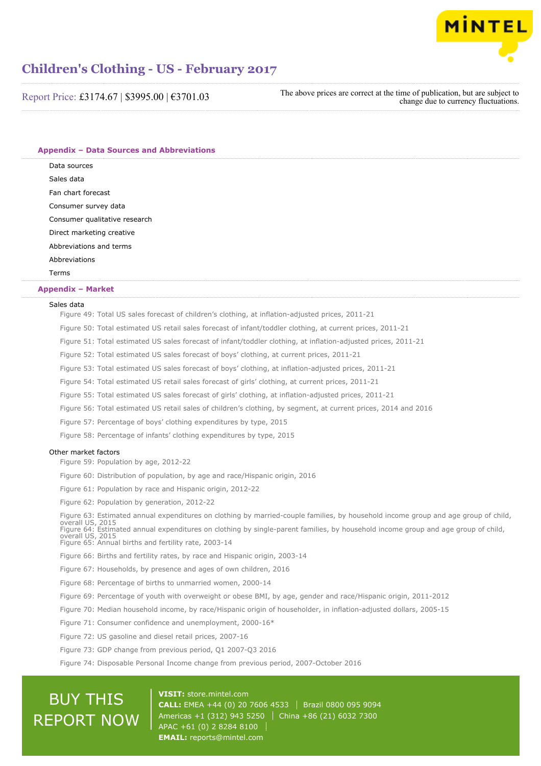# Children's Clothing - US - February 2017

Report Price: £3174.67 | $3995.00 | €3701.03

The above prices are correct at the time of publication, but are subject to change due to currency fluctuations.

## Appendix – Data Sources and Abbreviations

Data sources

Sales data

Fan chart forecast

Consumer survey data

Consumer qualitative research

Direct marketing creative

Abbreviations and terms

Abbreviations

Terms

## Appendix – Market

Sales data

Figure 49: Total US sales forecast of children's clothing, at inflation-adjusted prices, 2011-21

Figure 50: Total estimated US retail sales forecast of infant/toddler clothing, at current prices, 2011-21

Figure 51: Total estimated US sales forecast of infant/toddler clothing, at inflation-adjusted prices, 2011-21

Figure 52: Total estimated US sales forecast of boys' clothing, at current prices, 2011-21

Figure 53: Total estimated US sales forecast of boys' clothing, at inflation-adjusted prices, 2011-21

Figure 54: Total estimated US retail sales forecast of girls' clothing, at current prices, 2011-21

Figure 55: Total estimated US sales forecast of girls' clothing, at inflation-adjusted prices, 2011-21

Figure 56: Total estimated US retail sales of children's clothing, by segment, at current prices, 2014 and 2016

Figure 57: Percentage of boys' clothing expenditures by type, 2015

Figure 58: Percentage of infants' clothing expenditures by type, 2015

Other market factors

Figure 59: Population by age, 2012-22

Figure 60: Distribution of population, by age and race/Hispanic origin, 2016

Figure 61: Population by race and Hispanic origin, 2012-22

Figure 62: Population by generation, 2012-22

Figure 63: Estimated annual expenditures on clothing by married-couple families, by household income group and age group of child, overall US, 2015

Figure 64: Estimated annual expenditures on clothing by single-parent families, by household income group and age group of child, overall US, 2015

Figure 65: Annual births and fertility rate, 2003-14

Figure 66: Births and fertility rates, by race and Hispanic origin, 2003-14

Figure 67: Households, by presence and ages of own children, 2016

Figure 68: Percentage of births to unmarried women, 2000-14

Figure 69: Percentage of youth with overweight or obese BMI, by age, gender and race/Hispanic origin, 2011-2012

Figure 70: Median household income, by race/Hispanic origin of householder, in inflation-adjusted dollars, 2005-15

Figure 71: Consumer confidence and unemployment, 2000-16*

Figure 72: US gasoline and diesel retail prices, 2007-16

Figure 73: GDP change from previous period, Q1 2007-Q3 2016

Figure 74: Disposable Personal Income change from previous period, 2007-October 2016

BUY THIS REPORT NOW

**VISIT:** store.mintel.com

**CALL:** EMEA +44 (0) 20 7606 4533 | Brazil 0800 095 9094
Americas +1 (312) 943 5250 | China +86 (21) 6032 7300
APAC +61 (0) 2 8284 8100 |

**EMAIL:** reports@mintel.com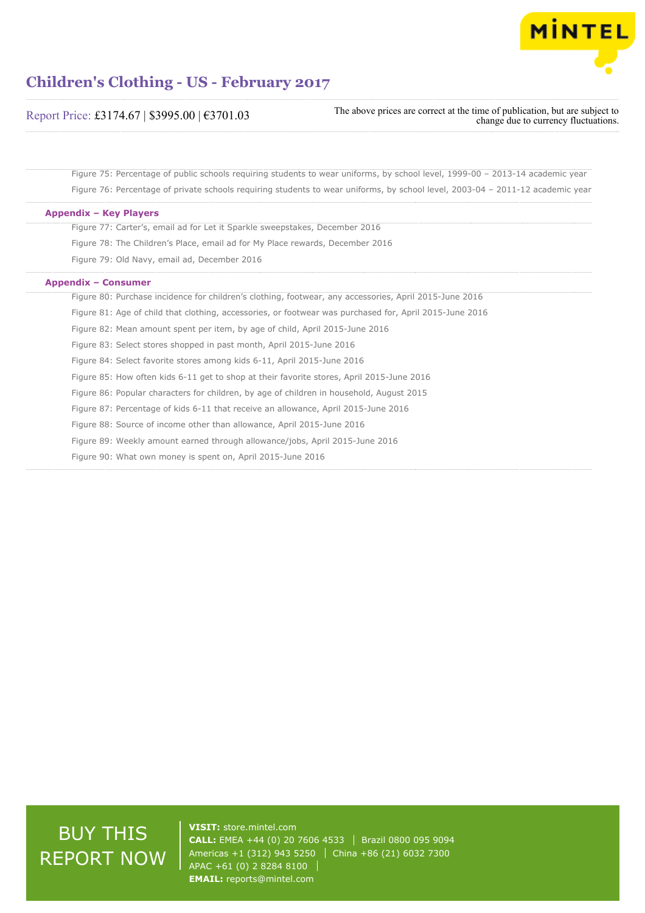Figure 75: Percentage of public schools requiring students to wear uniforms, by school level, 1999-00 – 2013-14 academic year

Figure 76: Percentage of private schools requiring students to wear uniforms, by school level, 2003-04 – 2011-12 academic year

### Appendix – Key Players

Figure 77: Carter's, email ad for Let it Sparkle sweepstakes, December 2016

Figure 78: The Children's Place, email ad for My Place rewards, December 2016

Figure 79: Old Navy, email ad, December 2016

### Appendix – Consumer

Figure 80: Purchase incidence for children's clothing, footwear, any accessories, April 2015-June 2016

Figure 81: Age of child that clothing, accessories, or footwear was purchased for, April 2015-June 2016

Figure 82: Mean amount spent per item, by age of child, April 2015-June 2016

Figure 83: Select stores shopped in past month, April 2015-June 2016

Figure 84: Select favorite stores among kids 6-11, April 2015-June 2016

Figure 85: How often kids 6-11 get to shop at their favorite stores, April 2015-June 2016

Figure 86: Popular characters for children, by age of children in household, August 2015

Figure 87: Percentage of kids 6-11 that receive an allowance, April 2015-June 2016

Figure 88: Source of income other than allowance, April 2015-June 2016

Figure 89: Weekly amount earned through allowance/jobs, April 2015-June 2016

Figure 90: What own money is spent on, April 2015-June 2016